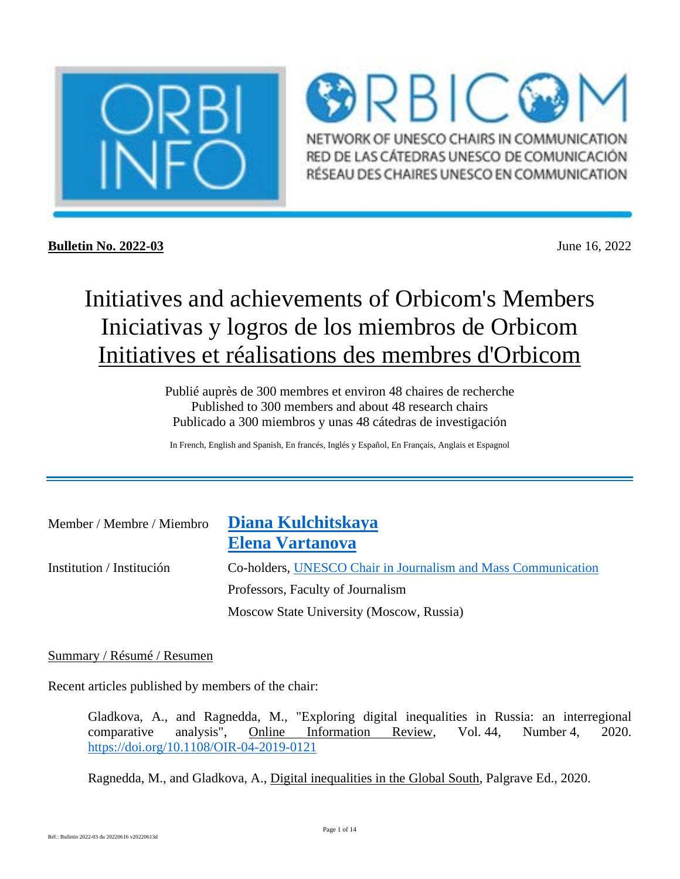ORBI INFO

ORBICOM

NETWORK OF UNESCO CHAIRS IN COMMUNICATION
RED DE LAS CÁTEDRAS UNESCO DE COMUNICACIÓN
RÉSEAU DES CHAIRES UNESCO EN COMMUNICATION

**Bulletin No. 2022-03** June 16, 2022

# Initiatives and achievements of Orbicom's Members
# Iniciativas y logros de los miembros de Orbicom
# Initiatives et réalisations des membres d'Orbicom

Publié auprès de 300 membres et environ 48 chaires de recherche
Published to 300 members and about 48 research chairs
Publicado a 300 miembros y unas 48 cátedras de investigación

In French, English and Spanish, En francés, Inglés y Español, En Français, Anglais et Espagnol

---

| | |
|---|---|
| Member / Membre / Miembro | **Diana Kulchitskaya** <br> **Elena Vartanova** |
| Institution / Institución | Co-holders, UNESCO Chair in Journalism and Mass Communication |
| | Professors, Faculty of Journalism |
| | Moscow State University (Moscow, Russia) |

Summary / Résumé / Resumen

Recent articles published by members of the chair:

> Gladkova, A., and Ragnedda, M., "Exploring digital inequalities in Russia: an interregional comparative analysis", Online Information Review, Vol. 44, Number 4, 2020. https://doi.org/10.1108/OIR-04-2019-0121

> Ragnedda, M., and Gladkova, A., Digital inequalities in the Global South, Palgrave Ed., 2020.

Réf.: Bulletin 2022-03 du 20220616 v20220613d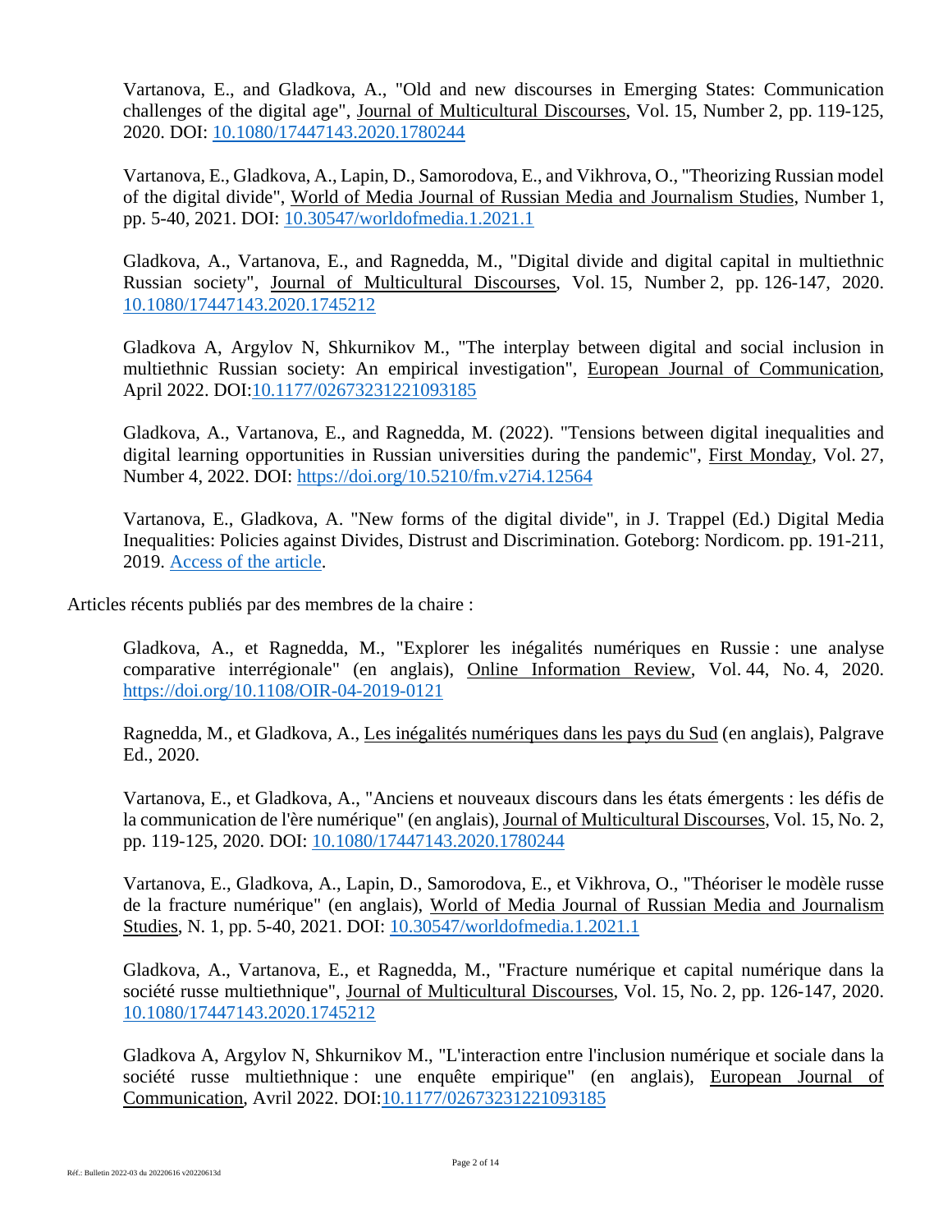Vartanova, E., and Gladkova, A., "Old and new discourses in Emerging States: Communication challenges of the digital age", Journal of Multicultural Discourses, Vol. 15, Number 2, pp. 119-125, 2020. DOI: [10.1080/17447143.2020.1780244](https://doi.org/10.1080/17447143.2020.1780244)

Vartanova, E., Gladkova, A., Lapin, D., Samorodova, E., and Vikhrova, O., "Theorizing Russian model of the digital divide", World of Media Journal of Russian Media and Journalism Studies, Number 1, pp. 5-40, 2021. DOI: [10.30547/worldofmedia.1.2021.1](https://doi.org/10.30547/worldofmedia.1.2021.1)

Gladkova, A., Vartanova, E., and Ragnedda, M., "Digital divide and digital capital in multiethnic Russian society", Journal of Multicultural Discourses, Vol. 15, Number 2, pp. 126-147, 2020. [10.1080/17447143.2020.1745212](https://doi.org/10.1080/17447143.2020.1745212)

Gladkova A, Argylov N, Shkurnikov M., "The interplay between digital and social inclusion in multiethnic Russian society: An empirical investigation", European Journal of Communication, April 2022. DOI:[10.1177/02673231221093185](https://doi.org/10.1177/02673231221093185)

Gladkova, A., Vartanova, E., and Ragnedda, M. (2022). "Tensions between digital inequalities and digital learning opportunities in Russian universities during the pandemic", First Monday, Vol. 27, Number 4, 2022. DOI: [https://doi.org/10.5210/fm.v27i4.12564](https://doi.org/10.5210/fm.v27i4.12564)

Vartanova, E., Gladkova, A. "New forms of the digital divide", in J. Trappel (Ed.) Digital Media Inequalities: Policies against Divides, Distrust and Discrimination. Goteborg: Nordicom. pp. 191-211, 2019. Access of the article.

Articles récents publiés par des membres de la chaire :

Gladkova, A., et Ragnedda, M., "Explorer les inégalités numériques en Russie : une analyse comparative interrégionale" (en anglais), Online Information Review, Vol. 44, No. 4, 2020. [https://doi.org/10.1108/OIR-04-2019-0121](https://doi.org/10.1108/OIR-04-2019-0121)

Ragnedda, M., et Gladkova, A., Les inégalités numériques dans les pays du Sud (en anglais), Palgrave Ed., 2020.

Vartanova, E., et Gladkova, A., "Anciens et nouveaux discours dans les états émergents : les défis de la communication de l'ère numérique" (en anglais), Journal of Multicultural Discourses, Vol. 15, No. 2, pp. 119-125, 2020. DOI: [10.1080/17447143.2020.1780244](https://doi.org/10.1080/17447143.2020.1780244)

Vartanova, E., Gladkova, A., Lapin, D., Samorodova, E., et Vikhrova, O., "Théoriser le modèle russe de la fracture numérique" (en anglais), World of Media Journal of Russian Media and Journalism Studies, N. 1, pp. 5-40, 2021. DOI: [10.30547/worldofmedia.1.2021.1](https://doi.org/10.30547/worldofmedia.1.2021.1)

Gladkova, A., Vartanova, E., et Ragnedda, M., "Fracture numérique et capital numérique dans la société russe multiethnique", Journal of Multicultural Discourses, Vol. 15, No. 2, pp. 126-147, 2020. [10.1080/17447143.2020.1745212](https://doi.org/10.1080/17447143.2020.1745212)

Gladkova A, Argylov N, Shkurnikov M., "L'interaction entre l'inclusion numérique et sociale dans la société russe multiethnique : une enquête empirique" (en anglais), European Journal of Communication, Avril 2022. DOI:[10.1177/02673231221093185](https://doi.org/10.1177/02673231221093185)

Réf.: Bulletin 2022-03 du 20220616 v20220613d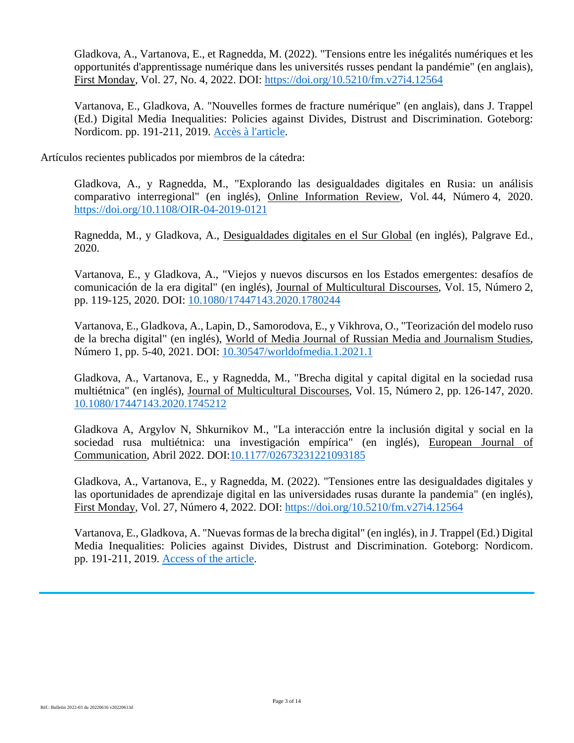Gladkova, A., Vartanova, E., et Ragnedda, M. (2022). "Tensions entre les inégalités numériques et les opportunités d'apprentissage numérique dans les universités russes pendant la pandémie" (en anglais), First Monday, Vol. 27, No. 4, 2022. DOI: https://doi.org/10.5210/fm.v27i4.12564

Vartanova, E., Gladkova, A. "Nouvelles formes de fracture numérique" (en anglais), dans J. Trappel (Ed.) Digital Media Inequalities: Policies against Divides, Distrust and Discrimination. Goteborg: Nordicom. pp. 191-211, 2019. Accès à l'article.

Artículos recientes publicados por miembros de la cátedra:

Gladkova, A., y Ragnedda, M., "Explorando las desigualdades digitales en Rusia: un análisis comparativo interregional" (en inglés), Online Information Review, Vol. 44, Número 4, 2020. https://doi.org/10.1108/OIR-04-2019-0121

Ragnedda, M., y Gladkova, A., Desigualdades digitales en el Sur Global (en inglés), Palgrave Ed., 2020.

Vartanova, E., y Gladkova, A., "Viejos y nuevos discursos en los Estados emergentes: desafíos de comunicación de la era digital" (en inglés), Journal of Multicultural Discourses, Vol. 15, Número 2, pp. 119-125, 2020. DOI: 10.1080/17447143.2020.1780244

Vartanova, E., Gladkova, A., Lapin, D., Samorodova, E., y Vikhrova, O., "Teorización del modelo ruso de la brecha digital" (en inglés), World of Media Journal of Russian Media and Journalism Studies, Número 1, pp. 5-40, 2021. DOI: 10.30547/worldofmedia.1.2021.1

Gladkova, A., Vartanova, E., y Ragnedda, M., "Brecha digital y capital digital en la sociedad rusa multiétnica" (en inglés), Journal of Multicultural Discourses, Vol. 15, Número 2, pp. 126-147, 2020. 10.1080/17447143.2020.1745212

Gladkova A, Argylov N, Shkurnikov M., "La interacción entre la inclusión digital y social en la sociedad rusa multiétnica: una investigación empírica" (en inglés), European Journal of Communication, Abril 2022. DOI:10.1177/02673231221093185

Gladkova, A., Vartanova, E., y Ragnedda, M. (2022). "Tensiones entre las desigualdades digitales y las oportunidades de aprendizaje digital en las universidades rusas durante la pandemia" (en inglés), First Monday, Vol. 27, Número 4, 2022. DOI: https://doi.org/10.5210/fm.v27i4.12564

Vartanova, E., Gladkova, A. "Nuevas formas de la brecha digital" (en inglés), in J. Trappel (Ed.) Digital Media Inequalities: Policies against Divides, Distrust and Discrimination. Goteborg: Nordicom. pp. 191-211, 2019. Access of the article.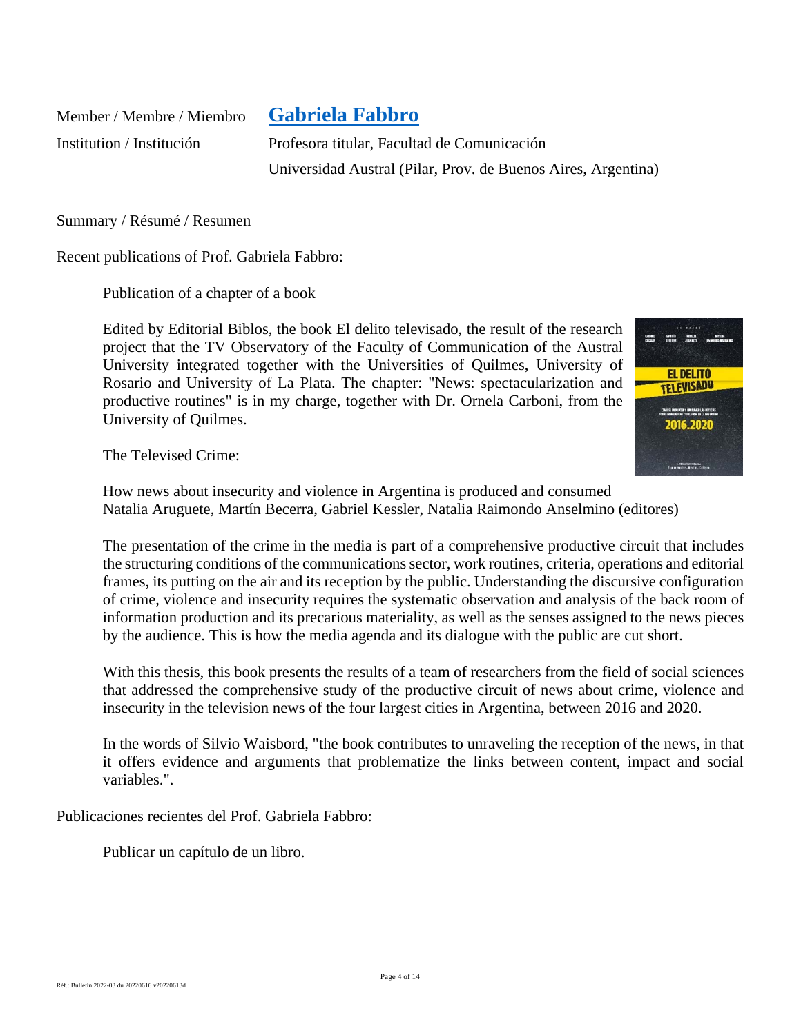Member / Membre / Miembro **Gabriela Fabbro**

Institution / Institución Profesora titular, Facultad de Comunicación
Universidad Austral (Pilar, Prov. de Buenos Aires, Argentina)

Summary / Résumé / Resumen

Recent publications of Prof. Gabriela Fabbro:

Publication of a chapter of a book

Edited by Editorial Biblos, the book El delito televisado, the result of the research project that the TV Observatory of the Faculty of Communication of the Austral University integrated together with the Universities of Quilmes, University of Rosario and University of La Plata. The chapter: "News: spectacularization and productive routines" is in my charge, together with Dr. Ornela Carboni, from the University of Quilmes.

The Televised Crime:

How news about insecurity and violence in Argentina is produced and consumed
Natalia Aruguete, Martín Becerra, Gabriel Kessler, Natalia Raimondo Anselmino (editores)

The presentation of the crime in the media is part of a comprehensive productive circuit that includes the structuring conditions of the communications sector, work routines, criteria, operations and editorial frames, its putting on the air and its reception by the public. Understanding the discursive configuration of crime, violence and insecurity requires the systematic observation and analysis of the back room of information production and its precarious materiality, as well as the senses assigned to the news pieces by the audience. This is how the media agenda and its dialogue with the public are cut short.

With this thesis, this book presents the results of a team of researchers from the field of social sciences that addressed the comprehensive study of the productive circuit of news about crime, violence and insecurity in the television news of the four largest cities in Argentina, between 2016 and 2020.

In the words of Silvio Waisbord, "the book contributes to unraveling the reception of the news, in that it offers evidence and arguments that problematize the links between content, impact and social variables.".

Publicaciones recientes del Prof. Gabriela Fabbro:

Publicar un capítulo de un libro.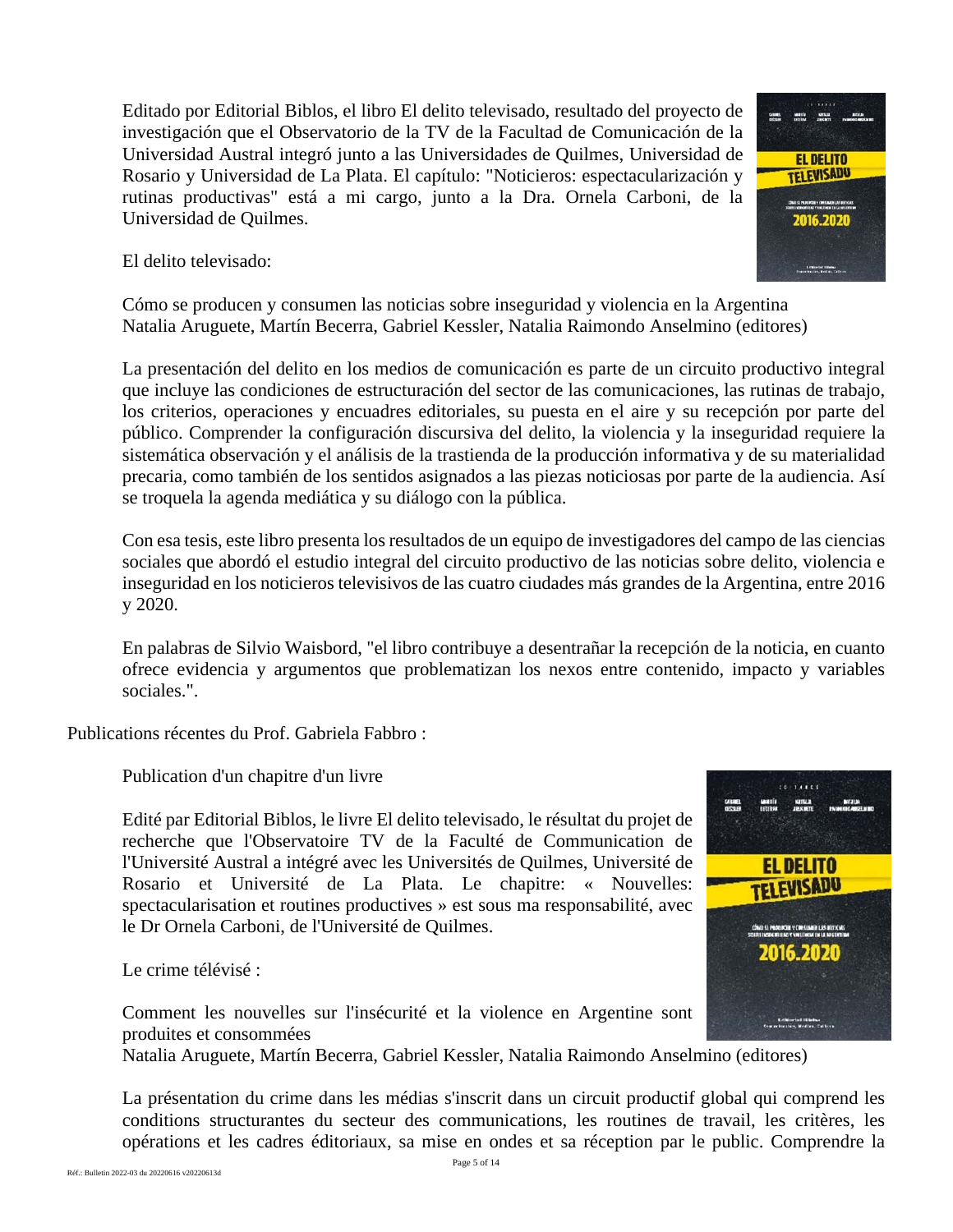Editado por Editorial Biblos, el libro El delito televisado, resultado del proyecto de investigación que el Observatorio de la TV de la Facultad de Comunicación de la Universidad Austral integró junto a las Universidades de Quilmes, Universidad de Rosario y Universidad de La Plata. El capítulo: "Noticieros: espectacularización y rutinas productivas" está a mi cargo, junto a la Dra. Ornela Carboni, de la Universidad de Quilmes.

El delito televisado:

Cómo se producen y consumen las noticias sobre inseguridad y violencia en la Argentina
Natalia Aruguete, Martín Becerra, Gabriel Kessler, Natalia Raimondo Anselmino (editores)

La presentación del delito en los medios de comunicación es parte de un circuito productivo integral que incluye las condiciones de estructuración del sector de las comunicaciones, las rutinas de trabajo, los criterios, operaciones y encuadres editoriales, su puesta en el aire y su recepción por parte del público. Comprender la configuración discursiva del delito, la violencia y la inseguridad requiere la sistemática observación y el análisis de la trastienda de la producción informativa y de su materialidad precaria, como también de los sentidos asignados a las piezas noticiosas por parte de la audiencia. Así se troquela la agenda mediática y su diálogo con la pública.

Con esa tesis, este libro presenta los resultados de un equipo de investigadores del campo de las ciencias sociales que abordó el estudio integral del circuito productivo de las noticias sobre delito, violencia e inseguridad en los noticieros televisivos de las cuatro ciudades más grandes de la Argentina, entre 2016 y 2020.

En palabras de Silvio Waisbord, "el libro contribuye a desentrañar la recepción de la noticia, en cuanto ofrece evidencia y argumentos que problematizan los nexos entre contenido, impacto y variables sociales.".

Publications récentes du Prof. Gabriela Fabbro :

Publication d'un chapitre d'un livre

Edité par Editorial Biblos, le livre El delito televisado, le résultat du projet de recherche que l'Observatoire TV de la Faculté de Communication de l'Université Austral a intégré avec les Universités de Quilmes, Université de Rosario et Université de La Plata. Le chapitre: « Nouvelles: spectacularisation et routines productives » est sous ma responsabilité, avec le Dr Ornela Carboni, de l'Université de Quilmes.

Le crime télévisé :

Comment les nouvelles sur l'insécurité et la violence en Argentine sont produites et consommées
Natalia Aruguete, Martín Becerra, Gabriel Kessler, Natalia Raimondo Anselmino (editores)

La présentation du crime dans les médias s'inscrit dans un circuit productif global qui comprend les conditions structurantes du secteur des communications, les routines de travail, les critères, les opérations et les cadres éditoriaux, sa mise en ondes et sa réception par le public. Comprendre la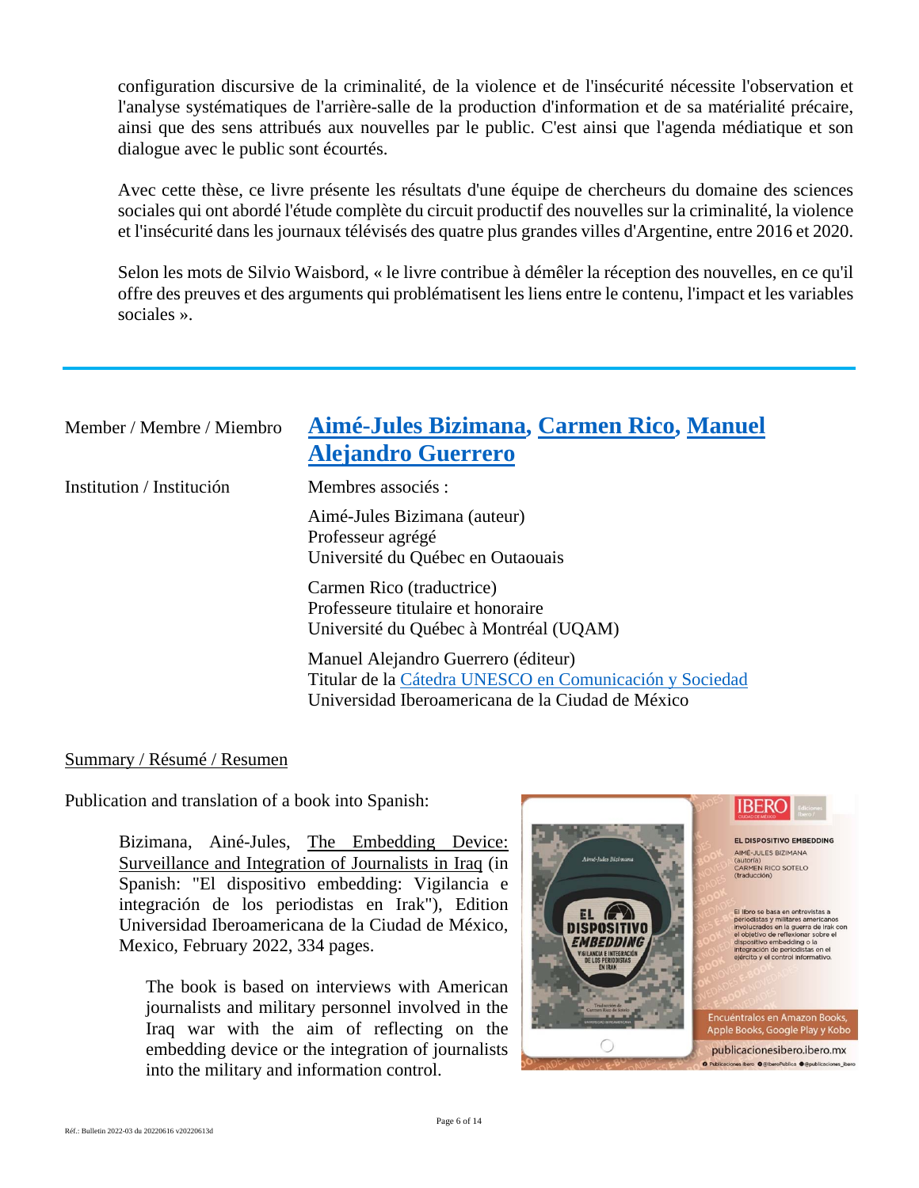configuration discursive de la criminalité, de la violence et de l'insécurité nécessite l'observation et l'analyse systématiques de l'arrière-salle de la production d'information et de sa matérialité précaire, ainsi que des sens attribués aux nouvelles par le public. C'est ainsi que l'agenda médiatique et son dialogue avec le public sont écourtés.

Avec cette thèse, ce livre présente les résultats d'une équipe de chercheurs du domaine des sciences sociales qui ont abordé l'étude complète du circuit productif des nouvelles sur la criminalité, la violence et l'insécurité dans les journaux télévisés des quatre plus grandes villes d'Argentine, entre 2016 et 2020.

Selon les mots de Silvio Waisbord, « le livre contribue à démêler la réception des nouvelles, en ce qu'il offre des preuves et des arguments qui problématisent les liens entre le contenu, l'impact et les variables sociales ».

---

| | |
|---|---|
| Member / Membre / Miembro | **Aimé-Jules Bizimana, Carmen Rico, Manuel Alejandro Guerrero** |
| Institution / Institución | Membres associés :<br><br>Aimé-Jules Bizimana (auteur)<br>Professeur agrégé<br>Université du Québec en Outaouais<br><br>Carmen Rico (traductrice)<br>Professeure titulaire et honoraire<br>Université du Québec à Montréal (UQAM)<br><br>Manuel Alejandro Guerrero (éditeur)<br>Titular de la Cátedra UNESCO en Comunicación y Sociedad<br>Universidad Iberoamericana de la Ciudad de México |

Summary / Résumé / Resumen

Publication and translation of a book into Spanish:

> Bizimana, Ainé-Jules, The Embedding Device: Surveillance and Integration of Journalists in Iraq (in Spanish: "El dispositivo embedding: Vigilancia e integración de los periodistas en Irak"), Edition Universidad Iberoamericana de la Ciudad de México, Mexico, February 2022, 334 pages.
>
> The book is based on interviews with American journalists and military personnel involved in the Iraq war with the aim of reflecting on the embedding device or the integration of journalists into the military and information control.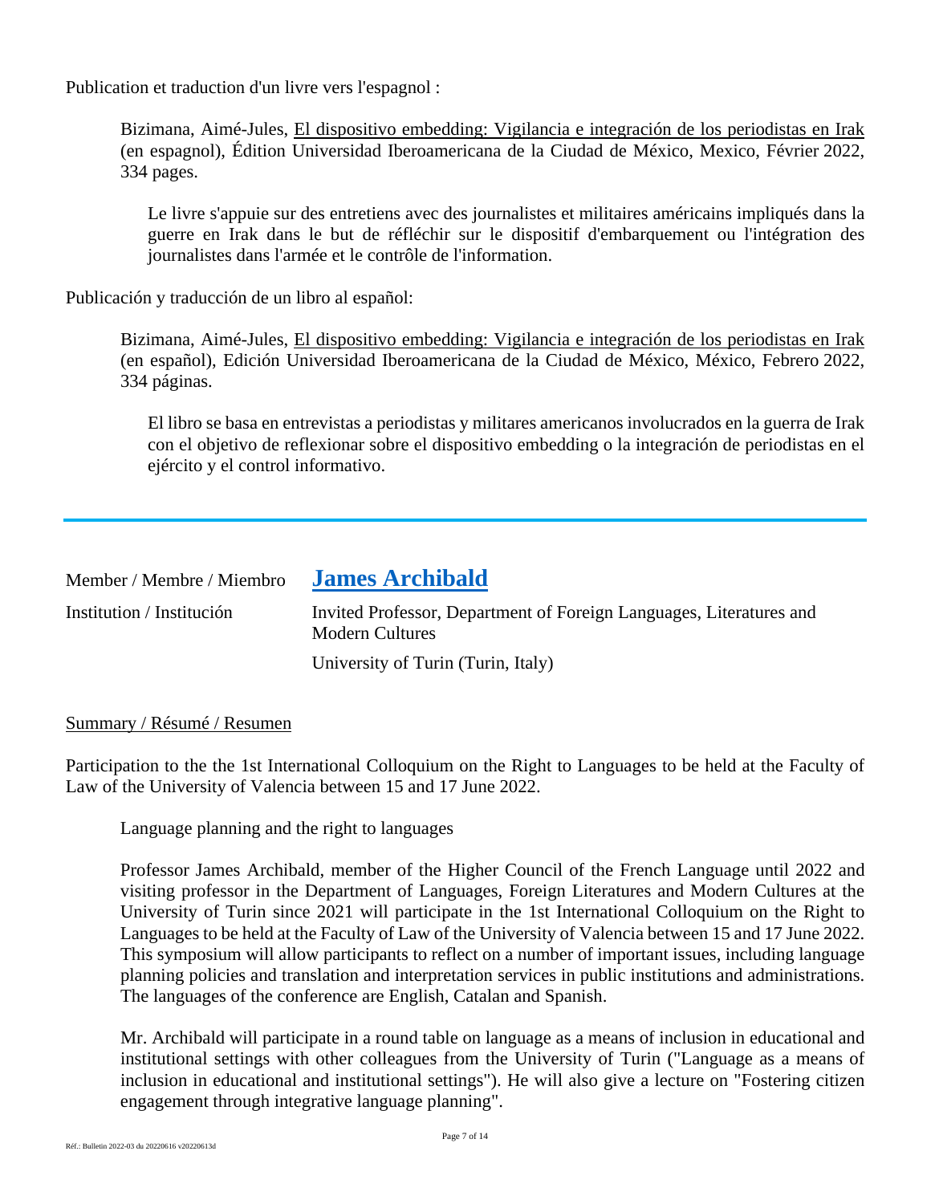Publication et traduction d'un livre vers l'espagnol :

> Bizimana, Aimé-Jules, El dispositivo embedding: Vigilancia e integración de los periodistas en Irak (en espagnol), Édition Universidad Iberoamericana de la Ciudad de México, Mexico, Février 2022, 334 pages.
>
> > Le livre s'appuie sur des entretiens avec des journalistes et militaires américains impliqués dans la guerre en Irak dans le but de réfléchir sur le dispositif d'embarquement ou l'intégration des journalistes dans l'armée et le contrôle de l'information.

Publicación y traducción de un libro al español:

> Bizimana, Aimé-Jules, El dispositivo embedding: Vigilancia e integración de los periodistas en Irak (en español), Edición Universidad Iberoamericana de la Ciudad de México, México, Febrero 2022, 334 páginas.
>
> > El libro se basa en entrevistas a periodistas y militares americanos involucrados en la guerra de Irak con el objetivo de reflexionar sobre el dispositivo embedding o la integración de periodistas en el ejército y el control informativo.

---

| | |
|---|---|
| Member / Membre / Miembro | **James Archibald** |
| Institution / Institución | Invited Professor, Department of Foreign Languages, Literatures and Modern Cultures<br>University of Turin (Turin, Italy) |

Summary / Résumé / Resumen

Participation to the the 1st International Colloquium on the Right to Languages to be held at the Faculty of Law of the University of Valencia between 15 and 17 June 2022.

> Language planning and the right to languages
>
> Professor James Archibald, member of the Higher Council of the French Language until 2022 and visiting professor in the Department of Languages, Foreign Literatures and Modern Cultures at the University of Turin since 2021 will participate in the 1st International Colloquium on the Right to Languages to be held at the Faculty of Law of the University of Valencia between 15 and 17 June 2022. This symposium will allow participants to reflect on a number of important issues, including language planning policies and translation and interpretation services in public institutions and administrations. The languages of the conference are English, Catalan and Spanish.
>
> Mr. Archibald will participate in a round table on language as a means of inclusion in educational and institutional settings with other colleagues from the University of Turin ("Language as a means of inclusion in educational and institutional settings"). He will also give a lecture on "Fostering citizen engagement through integrative language planning".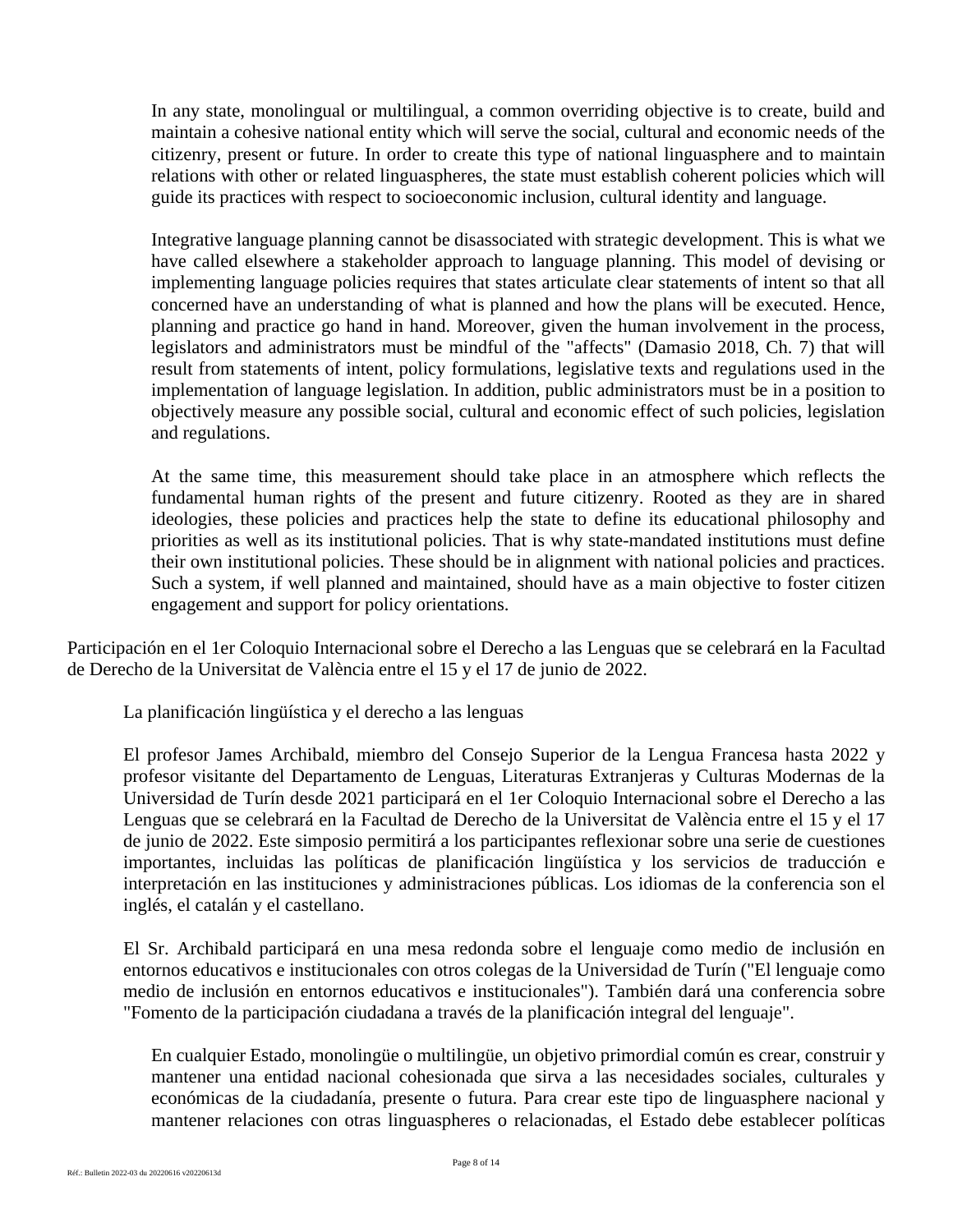In any state, monolingual or multilingual, a common overriding objective is to create, build and maintain a cohesive national entity which will serve the social, cultural and economic needs of the citizenry, present or future. In order to create this type of national linguasphere and to maintain relations with other or related linguaspheres, the state must establish coherent policies which will guide its practices with respect to socioeconomic inclusion, cultural identity and language.

Integrative language planning cannot be disassociated with strategic development. This is what we have called elsewhere a stakeholder approach to language planning. This model of devising or implementing language policies requires that states articulate clear statements of intent so that all concerned have an understanding of what is planned and how the plans will be executed. Hence, planning and practice go hand in hand. Moreover, given the human involvement in the process, legislators and administrators must be mindful of the "affects" (Damasio 2018, Ch. 7) that will result from statements of intent, policy formulations, legislative texts and regulations used in the implementation of language legislation. In addition, public administrators must be in a position to objectively measure any possible social, cultural and economic effect of such policies, legislation and regulations.

At the same time, this measurement should take place in an atmosphere which reflects the fundamental human rights of the present and future citizenry. Rooted as they are in shared ideologies, these policies and practices help the state to define its educational philosophy and priorities as well as its institutional policies. That is why state-mandated institutions must define their own institutional policies. These should be in alignment with national policies and practices. Such a system, if well planned and maintained, should have as a main objective to foster citizen engagement and support for policy orientations.

Participación en el 1er Coloquio Internacional sobre el Derecho a las Lenguas que se celebrará en la Facultad de Derecho de la Universitat de València entre el 15 y el 17 de junio de 2022.

La planificación lingüística y el derecho a las lenguas

El profesor James Archibald, miembro del Consejo Superior de la Lengua Francesa hasta 2022 y profesor visitante del Departamento de Lenguas, Literaturas Extranjeras y Culturas Modernas de la Universidad de Turín desde 2021 participará en el 1er Coloquio Internacional sobre el Derecho a las Lenguas que se celebrará en la Facultad de Derecho de la Universitat de València entre el 15 y el 17 de junio de 2022. Este simposio permitirá a los participantes reflexionar sobre una serie de cuestiones importantes, incluidas las políticas de planificación lingüística y los servicios de traducción e interpretación en las instituciones y administraciones públicas. Los idiomas de la conferencia son el inglés, el catalán y el castellano.

El Sr. Archibald participará en una mesa redonda sobre el lenguaje como medio de inclusión en entornos educativos e institucionales con otros colegas de la Universidad de Turín ("El lenguaje como medio de inclusión en entornos educativos e institucionales"). También dará una conferencia sobre "Fomento de la participación ciudadana a través de la planificación integral del lenguaje".

En cualquier Estado, monolingüe o multilingüe, un objetivo primordial común es crear, construir y mantener una entidad nacional cohesionada que sirva a las necesidades sociales, culturales y económicas de la ciudadanía, presente o futura. Para crear este tipo de linguasphere nacional y mantener relaciones con otras linguaspheres o relacionadas, el Estado debe establecer políticas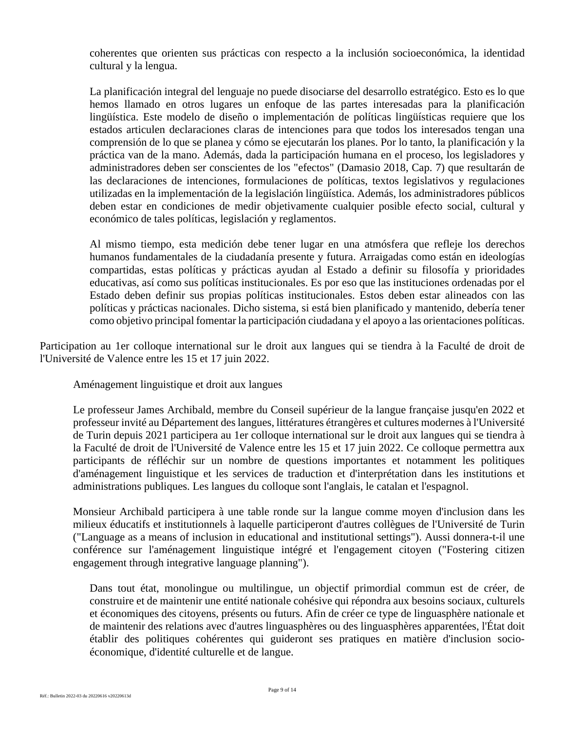coherentes que orienten sus prácticas con respecto a la inclusión socioeconómica, la identidad cultural y la lengua.

> La planificación integral del lenguaje no puede disociarse del desarrollo estratégico. Esto es lo que hemos llamado en otros lugares un enfoque de las partes interesadas para la planificación lingüística. Este modelo de diseño o implementación de políticas lingüísticas requiere que los estados articulen declaraciones claras de intenciones para que todos los interesados tengan una comprensión de lo que se planea y cómo se ejecutarán los planes. Por lo tanto, la planificación y la práctica van de la mano. Además, dada la participación humana en el proceso, los legisladores y administradores deben ser conscientes de los "efectos" (Damasio 2018, Cap. 7) que resultarán de las declaraciones de intenciones, formulaciones de políticas, textos legislativos y regulaciones utilizadas en la implementación de la legislación lingüística. Además, los administradores públicos deben estar en condiciones de medir objetivamente cualquier posible efecto social, cultural y económico de tales políticas, legislación y reglamentos.
>
> Al mismo tiempo, esta medición debe tener lugar en una atmósfera que refleje los derechos humanos fundamentales de la ciudadanía presente y futura. Arraigadas como están en ideologías compartidas, estas políticas y prácticas ayudan al Estado a definir su filosofía y prioridades educativas, así como sus políticas institucionales. Es por eso que las instituciones ordenadas por el Estado deben definir sus propias políticas institucionales. Estos deben estar alineados con las políticas y prácticas nacionales. Dicho sistema, si está bien planificado y mantenido, debería tener como objetivo principal fomentar la participación ciudadana y el apoyo a las orientaciones políticas.

Participation au 1er colloque international sur le droit aux langues qui se tiendra à la Faculté de droit de l'Université de Valence entre les 15 et 17 juin 2022.

Aménagement linguistique et droit aux langues

Le professeur James Archibald, membre du Conseil supérieur de la langue française jusqu'en 2022 et professeur invité au Département des langues, littératures étrangères et cultures modernes à l'Université de Turin depuis 2021 participera au 1er colloque international sur le droit aux langues qui se tiendra à la Faculté de droit de l'Université de Valence entre les 15 et 17 juin 2022. Ce colloque permettra aux participants de réfléchir sur un nombre de questions importantes et notamment les politiques d'aménagement linguistique et les services de traduction et d'interprétation dans les institutions et administrations publiques. Les langues du colloque sont l'anglais, le catalan et l'espagnol.

Monsieur Archibald participera à une table ronde sur la langue comme moyen d'inclusion dans les milieux éducatifs et institutionnels à laquelle participeront d'autres collègues de l'Université de Turin ("Language as a means of inclusion in educational and institutional settings"). Aussi donnera-t-il une conférence sur l'aménagement linguistique intégré et l'engagement citoyen ("Fostering citizen engagement through integrative language planning").

> Dans tout état, monolingue ou multilingue, un objectif primordial commun est de créer, de construire et de maintenir une entité nationale cohésive qui répondra aux besoins sociaux, culturels et économiques des citoyens, présents ou futurs. Afin de créer ce type de linguasphère nationale et de maintenir des relations avec d'autres linguasphères ou des linguasphères apparentées, l'État doit établir des politiques cohérentes qui guideront ses pratiques en matière d'inclusion socio-économique, d'identité culturelle et de langue.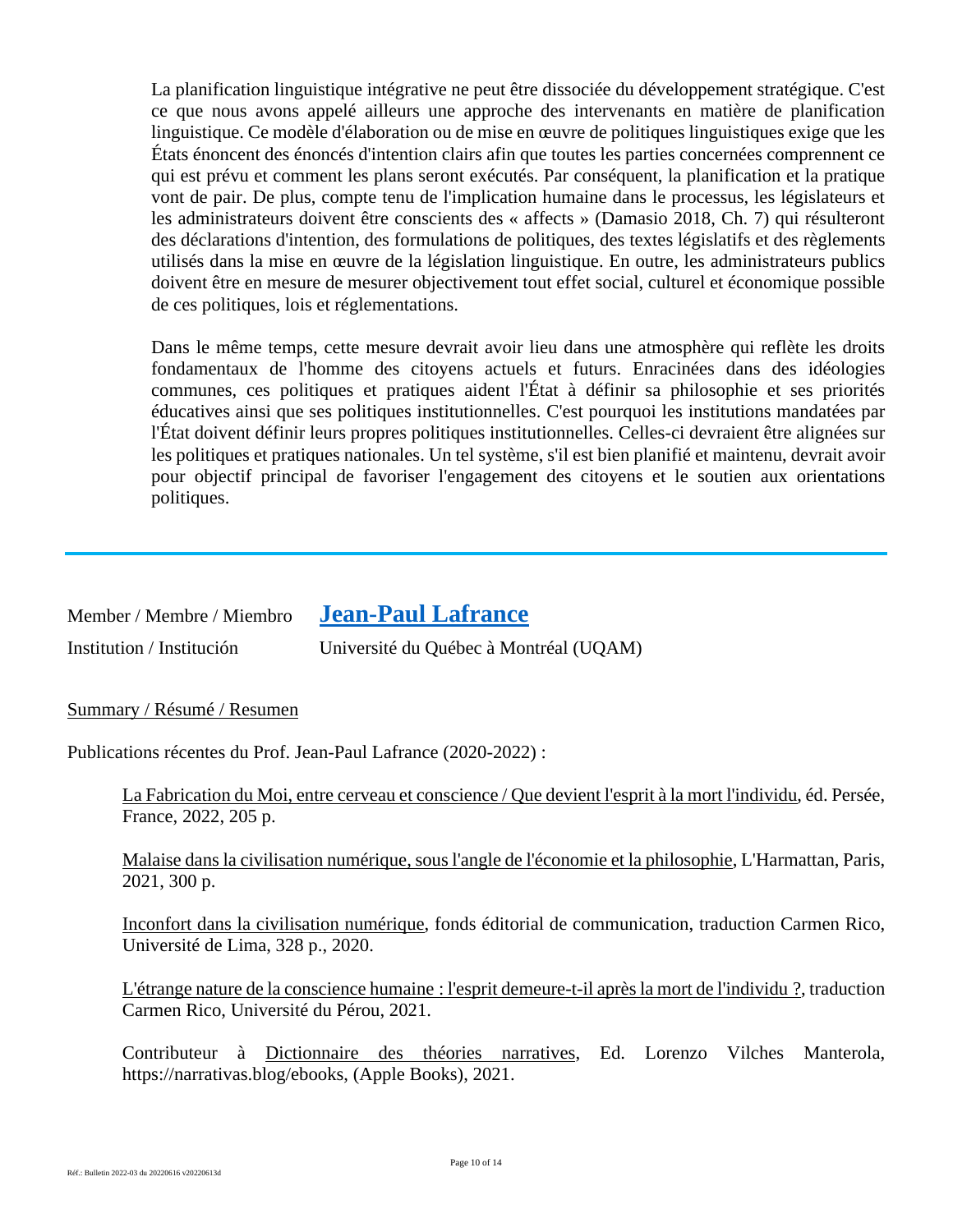La planification linguistique intégrative ne peut être dissociée du développement stratégique. C'est ce que nous avons appelé ailleurs une approche des intervenants en matière de planification linguistique. Ce modèle d'élaboration ou de mise en œuvre de politiques linguistiques exige que les États énoncent des énoncés d'intention clairs afin que toutes les parties concernées comprennent ce qui est prévu et comment les plans seront exécutés. Par conséquent, la planification et la pratique vont de pair. De plus, compte tenu de l'implication humaine dans le processus, les législateurs et les administrateurs doivent être conscients des « affects » (Damasio 2018, Ch. 7) qui résulteront des déclarations d'intention, des formulations de politiques, des textes législatifs et des règlements utilisés dans la mise en œuvre de la législation linguistique. En outre, les administrateurs publics doivent être en mesure de mesurer objectivement tout effet social, culturel et économique possible de ces politiques, lois et réglementations.

Dans le même temps, cette mesure devrait avoir lieu dans une atmosphère qui reflète les droits fondamentaux de l'homme des citoyens actuels et futurs. Enracinées dans des idéologies communes, ces politiques et pratiques aident l'État à définir sa philosophie et ses priorités éducatives ainsi que ses politiques institutionnelles. C'est pourquoi les institutions mandatées par l'État doivent définir leurs propres politiques institutionnelles. Celles-ci devraient être alignées sur les politiques et pratiques nationales. Un tel système, s'il est bien planifié et maintenu, devrait avoir pour objectif principal de favoriser l'engagement des citoyens et le soutien aux orientations politiques.

---

Member / Membre / Miembro **Jean-Paul Lafrance**

Institution / Institución Université du Québec à Montréal (UQAM)

Summary / Résumé / Resumen

Publications récentes du Prof. Jean-Paul Lafrance (2020-2022) :

La Fabrication du Moi, entre cerveau et conscience / Que devient l'esprit à la mort l'individu, éd. Persée, France, 2022, 205 p.

Malaise dans la civilisation numérique, sous l'angle de l'économie et la philosophie, L'Harmattan, Paris, 2021, 300 p.

Inconfort dans la civilisation numérique, fonds éditorial de communication, traduction Carmen Rico, Université de Lima, 328 p., 2020.

L'étrange nature de la conscience humaine : l'esprit demeure-t-il après la mort de l'individu ?, traduction Carmen Rico, Université du Pérou, 2021.

Contributeur à Dictionnaire des théories narratives, Ed. Lorenzo Vilches Manterola, https://narrativas.blog/ebooks, (Apple Books), 2021.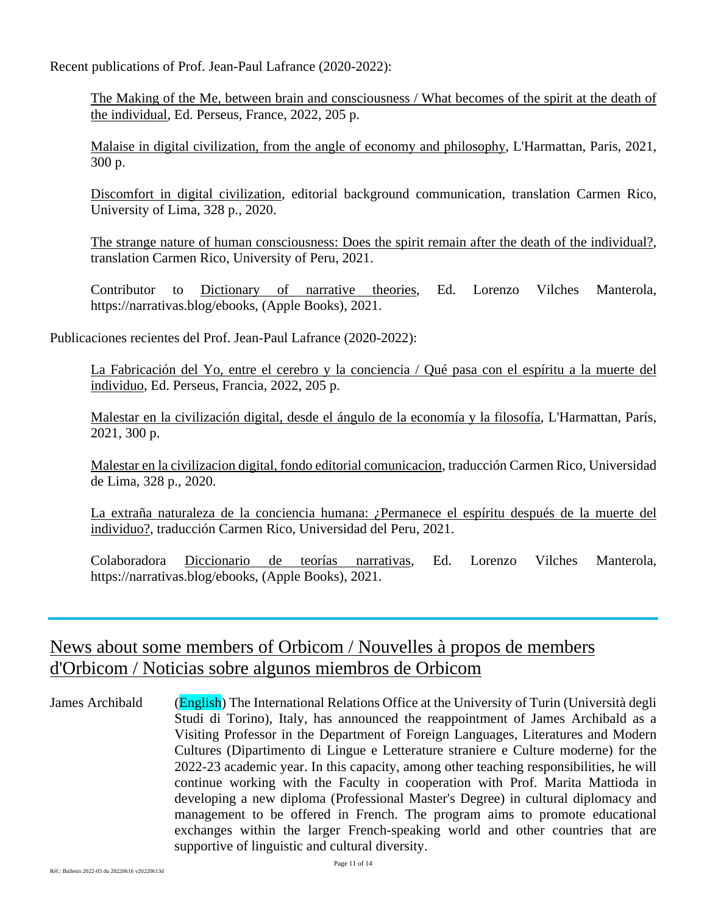Recent publications of Prof. Jean-Paul Lafrance (2020-2022):

> The Making of the Me, between brain and consciousness / What becomes of the spirit at the death of the individual, Ed. Perseus, France, 2022, 205 p.
>
> Malaise in digital civilization, from the angle of economy and philosophy, L'Harmattan, Paris, 2021, 300 p.
>
> Discomfort in digital civilization, editorial background communication, translation Carmen Rico, University of Lima, 328 p., 2020.
>
> The strange nature of human consciousness: Does the spirit remain after the death of the individual?, translation Carmen Rico, University of Peru, 2021.
>
> Contributor to Dictionary of narrative theories, Ed. Lorenzo Vilches Manterola, https://narrativas.blog/ebooks, (Apple Books), 2021.

Publicaciones recientes del Prof. Jean-Paul Lafrance (2020-2022):

> La Fabricación del Yo, entre el cerebro y la conciencia / Qué pasa con el espíritu a la muerte del individuo, Ed. Perseus, Francia, 2022, 205 p.
>
> Malestar en la civilización digital, desde el ángulo de la economía y la filosofía, L'Harmattan, París, 2021, 300 p.
>
> Malestar en la civilizacion digital, fondo editorial comunicacion, traducción Carmen Rico, Universidad de Lima, 328 p., 2020.
>
> La extraña naturaleza de la conciencia humana: ¿Permanece el espíritu después de la muerte del individuo?, traducción Carmen Rico, Universidad del Peru, 2021.
>
> Colaboradora Diccionario de teorías narrativas, Ed. Lorenzo Vilches Manterola, https://narrativas.blog/ebooks, (Apple Books), 2021.

---

## News about some members of Orbicom / Nouvelles à propos de members d'Orbicom / Noticias sobre algunos miembros de Orbicom

**James Archibald** (English) The International Relations Office at the University of Turin (Università degli Studi di Torino), Italy, has announced the reappointment of James Archibald as a Visiting Professor in the Department of Foreign Languages, Literatures and Modern Cultures (Dipartimento di Lingue e Letterature straniere e Culture moderne) for the 2022-23 academic year. In this capacity, among other teaching responsibilities, he will continue working with the Faculty in cooperation with Prof. Marita Mattioda in developing a new diploma (Professional Master's Degree) in cultural diplomacy and management to be offered in French. The program aims to promote educational exchanges within the larger French-speaking world and other countries that are supportive of linguistic and cultural diversity.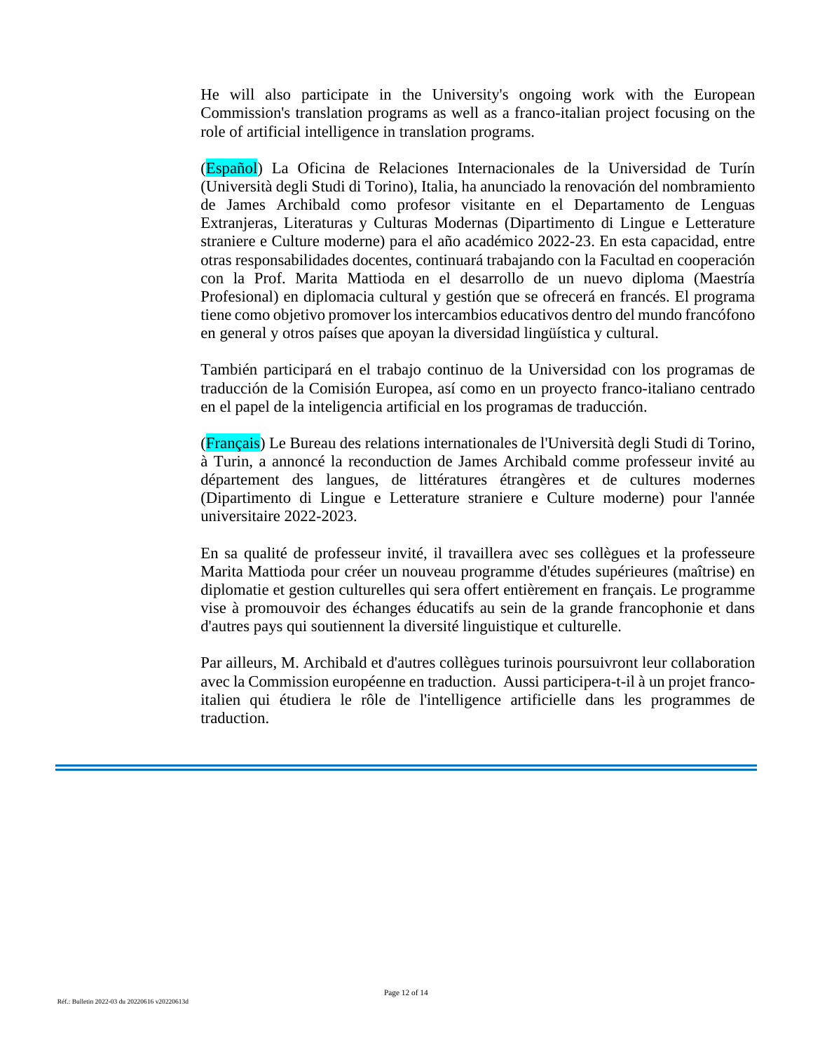He will also participate in the University's ongoing work with the European Commission's translation programs as well as a franco-italian project focusing on the role of artificial intelligence in translation programs.

(Español) La Oficina de Relaciones Internacionales de la Universidad de Turín (Università degli Studi di Torino), Italia, ha anunciado la renovación del nombramiento de James Archibald como profesor visitante en el Departamento de Lenguas Extranjeras, Literaturas y Culturas Modernas (Dipartimento di Lingue e Letterature straniere e Culture moderne) para el año académico 2022-23. En esta capacidad, entre otras responsabilidades docentes, continuará trabajando con la Facultad en cooperación con la Prof. Marita Mattioda en el desarrollo de un nuevo diploma (Maestría Profesional) en diplomacia cultural y gestión que se ofrecerá en francés. El programa tiene como objetivo promover los intercambios educativos dentro del mundo francófono en general y otros países que apoyan la diversidad lingüística y cultural.

También participará en el trabajo continuo de la Universidad con los programas de traducción de la Comisión Europea, así como en un proyecto franco-italiano centrado en el papel de la inteligencia artificial en los programas de traducción.

(Français) Le Bureau des relations internationales de l'Università degli Studi di Torino, à Turin, a annoncé la reconduction de James Archibald comme professeur invité au département des langues, de littératures étrangères et de cultures modernes (Dipartimento di Lingue e Letterature straniere e Culture moderne) pour l'année universitaire 2022-2023.

En sa qualité de professeur invité, il travaillera avec ses collègues et la professeure Marita Mattioda pour créer un nouveau programme d'études supérieures (maîtrise) en diplomatie et gestion culturelles qui sera offert entièrement en français. Le programme vise à promouvoir des échanges éducatifs au sein de la grande francophonie et dans d'autres pays qui soutiennent la diversité linguistique et culturelle.

Par ailleurs, M. Archibald et d'autres collègues turinois poursuivront leur collaboration avec la Commission européenne en traduction. Aussi participera-t-il à un projet franco-italien qui étudiera le rôle de l'intelligence artificielle dans les programmes de traduction.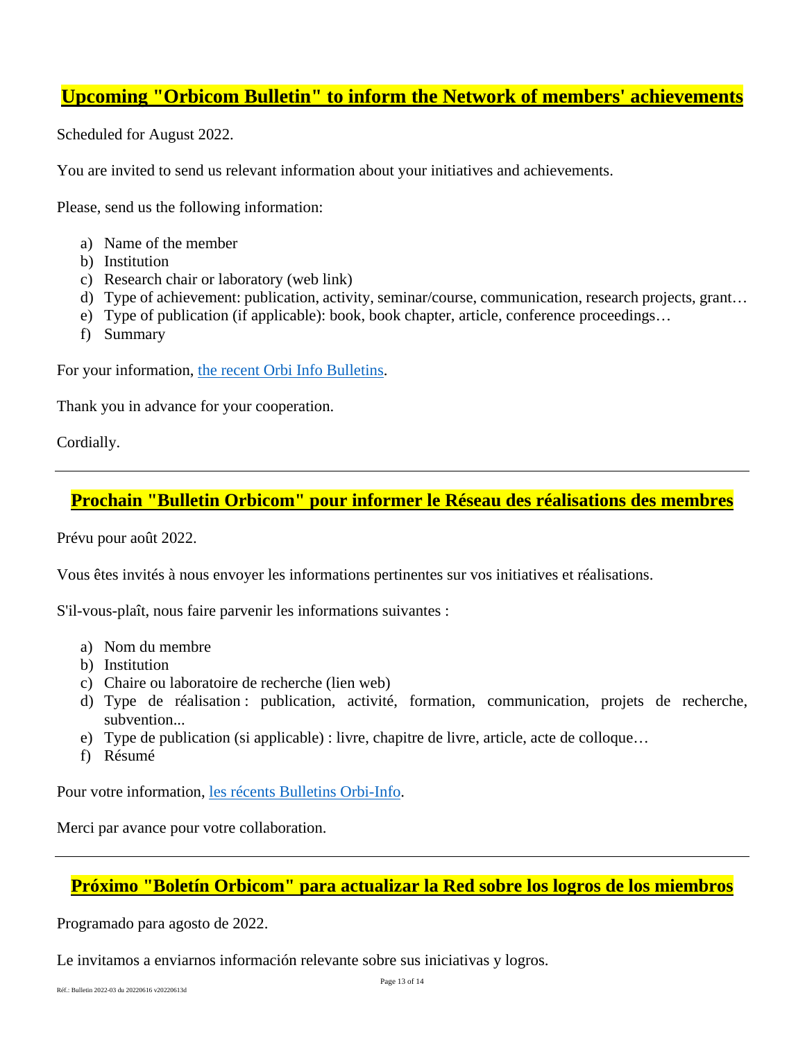## Upcoming "Orbicom Bulletin" to inform the Network of members' achievements

Scheduled for August 2022.

You are invited to send us relevant information about your initiatives and achievements.

Please, send us the following information:

a) Name of the member
b) Institution
c) Research chair or laboratory (web link)
d) Type of achievement: publication, activity, seminar/course, communication, research projects, grant…
e) Type of publication (if applicable): book, book chapter, article, conference proceedings…
f) Summary

For your information, the recent Orbi Info Bulletins.

Thank you in advance for your cooperation.

Cordially.

---

## Prochain "Bulletin Orbicom" pour informer le Réseau des réalisations des membres

Prévu pour août 2022.

Vous êtes invités à nous envoyer les informations pertinentes sur vos initiatives et réalisations.

S'il-vous-plaît, nous faire parvenir les informations suivantes :

a) Nom du membre
b) Institution
c) Chaire ou laboratoire de recherche (lien web)
d) Type de réalisation : publication, activité, formation, communication, projets de recherche, subvention...
e) Type de publication (si applicable) : livre, chapitre de livre, article, acte de colloque…
f) Résumé

Pour votre information, les récents Bulletins Orbi-Info.

Merci par avance pour votre collaboration.

---

## Próximo "Boletín Orbicom" para actualizar la Red sobre los logros de los miembros

Programado para agosto de 2022.

Le invitamos a enviarnos información relevante sobre sus iniciativas y logros.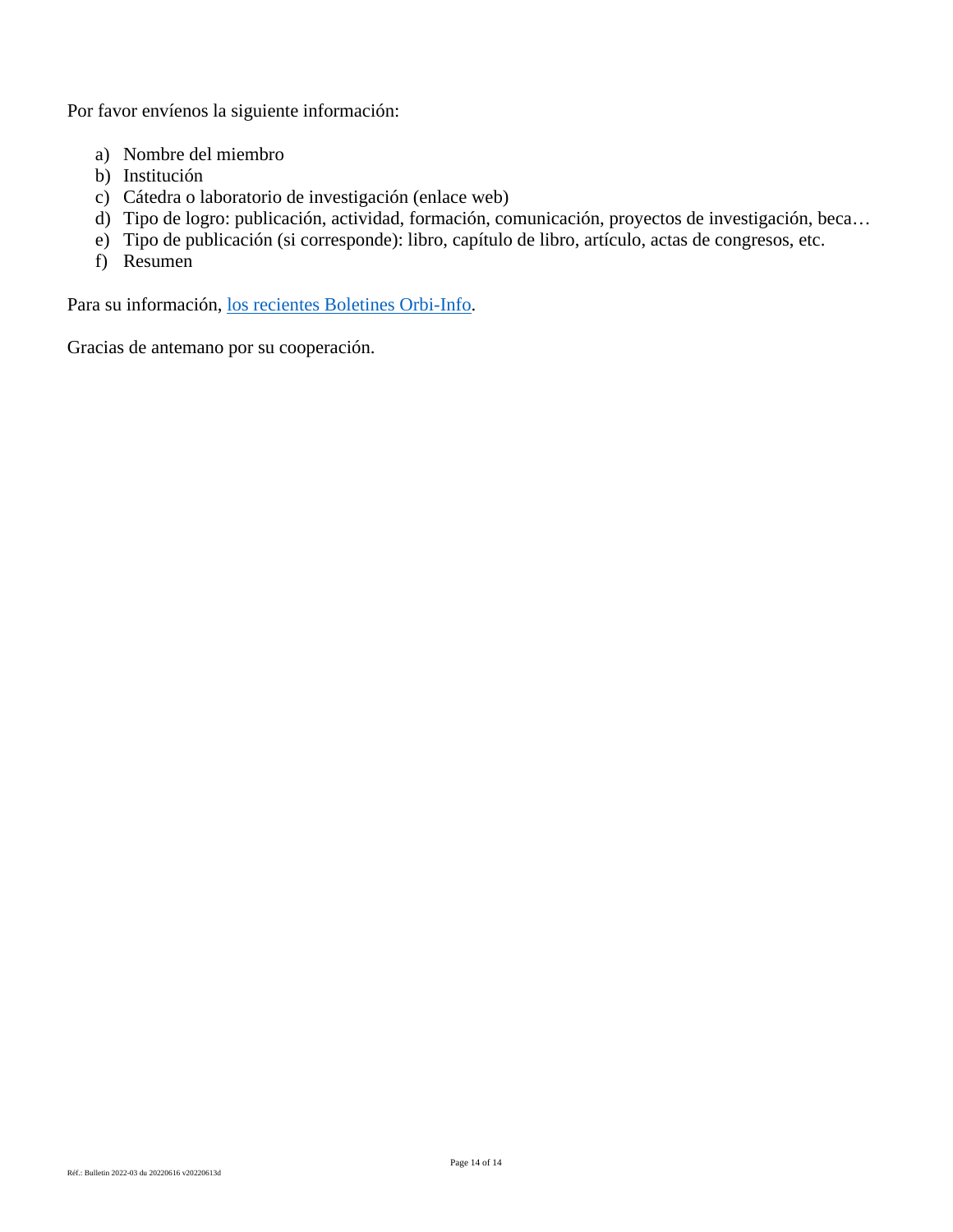Por favor envíenos la siguiente información:

a) Nombre del miembro
b) Institución
c) Cátedra o laboratorio de investigación (enlace web)
d) Tipo de logro: publicación, actividad, formación, comunicación, proyectos de investigación, beca…
e) Tipo de publicación (si corresponde): libro, capítulo de libro, artículo, actas de congresos, etc.
f) Resumen

Para su información, los recientes Boletines Orbi-Info.

Gracias de antemano por su cooperación.